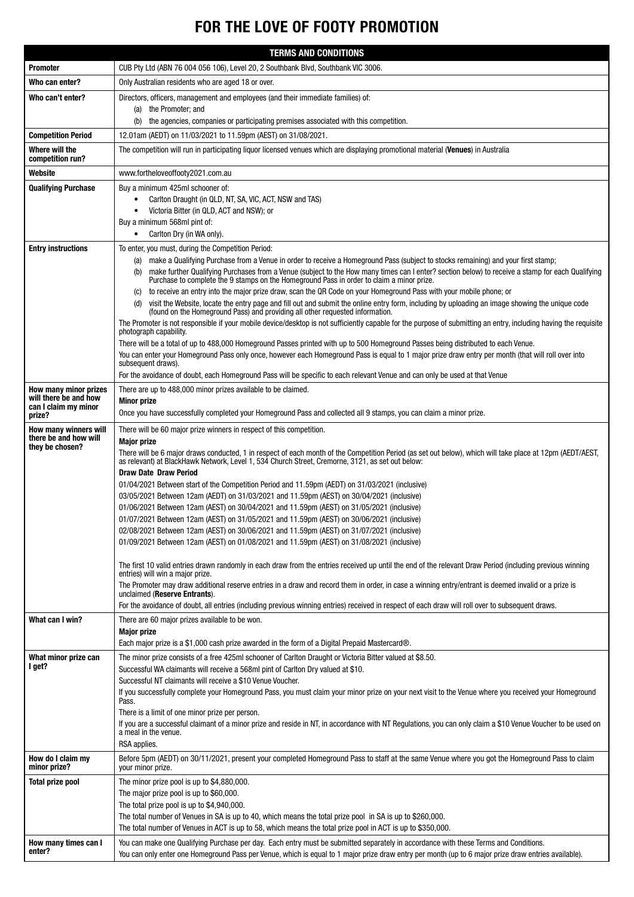# FOR THE LOVE OF FOOTY PROMOTION

| TERMS AND CONDITIONS | |
|---|---|
| **Promoter** | CUB Pty Ltd (ABN 76 004 056 106), Level 20, 2 Southbank Blvd, Southbank VIC 3006. |
| **Who can enter?** | Only Australian residents who are aged 18 or over. |
| **Who can't enter?** | Directors, officers, management and employees (and their immediate families) of:<br>(a) the Promoter; and<br>(b) the agencies, companies or participating premises associated with this competition. |
| **Competition Period** | 12.01am (AEDT) on 11/03/2021 to 11.59pm (AEST) on 31/08/2021. |
| **Where will the competition run?** | The competition will run in participating liquor licensed venues which are displaying promotional material (**Venues**) in Australia |
| **Website** | www.fortheloveoffooty2021.com.au |
| **Qualifying Purchase** | Buy a minimum 425ml schooner of:<br>• Carlton Draught (in QLD, NT, SA, VIC, ACT, NSW and TAS)<br>• Victoria Bitter (in QLD, ACT and NSW); or<br>Buy a minimum 568ml pint of:<br>• Carlton Dry (in WA only). |
| **Entry instructions** | To enter, you must, during the Competition Period:<br>(a) make a Qualifying Purchase from a Venue in order to receive a Homeground Pass (subject to stocks remaining) and your first stamp;<br>(b) make further Qualifying Purchases from a Venue (subject to the How many times can I enter? section below) to receive a stamp for each Qualifying Purchase to complete the 9 stamps on the Homeground Pass in order to claim a minor prize.<br>(c) to receive an entry into the major prize draw, scan the QR Code on your Homeground Pass with your mobile phone; or<br>(d) visit the Website, locate the entry page and fill out and submit the online entry form, including by uploading an image showing the unique code (found on the Homeground Pass) and providing all other requested information.<br>The Promoter is not responsible if your mobile device/desktop is not sufficiently capable for the purpose of submitting an entry, including having the requisite photograph capability.<br>There will be a total of up to 488,000 Homeground Passes printed with up to 500 Homeground Passes being distributed to each Venue.<br>You can enter your Homeground Pass only once, however each Homeground Pass is equal to 1 major prize draw entry per month (that will roll over into subsequent draws).<br>For the avoidance of doubt, each Homeground Pass will be specific to each relevant Venue and can only be used at that Venue |
| **How many minor prizes will there be and how can I claim my minor prize?** | There are up to 488,000 minor prizes available to be claimed.<br>**Minor prize**<br>Once you have successfully completed your Homeground Pass and collected all 9 stamps, you can claim a minor prize. |
| **How many winners will there be and how will they be chosen?** | There will be 60 major prize winners in respect of this competition.<br>**Major prize**<br>There will be 6 major draws conducted, 1 in respect of each month of the Competition Period (as set out below), which will take place at 12pm (AEDT/AEST, as relevant) at BlackHawk Network, Level 1, 534 Church Street, Cremorne, 3121, as set out below:<br>**Draw Date Draw Period**<br>01/04/2021 Between start of the Competition Period and 11.59pm (AEDT) on 31/03/2021 (inclusive)<br>03/05/2021 Between 12am (AEDT) on 31/03/2021 and 11.59pm (AEST) on 30/04/2021 (inclusive)<br>01/06/2021 Between 12am (AEST) on 30/04/2021 and 11.59pm (AEST) on 31/05/2021 (inclusive)<br>01/07/2021 Between 12am (AEST) on 31/05/2021 and 11.59pm (AEST) on 30/06/2021 (inclusive)<br>02/08/2021 Between 12am (AEST) on 30/06/2021 and 11.59pm (AEST) on 31/07/2021 (inclusive)<br>01/09/2021 Between 12am (AEST) on 01/08/2021 and 11.59pm (AEST) on 31/08/2021 (inclusive)<br><br>The first 10 valid entries drawn randomly in each draw from the entries received up until the end of the relevant Draw Period (including previous winning entries) will win a major prize.<br>The Promoter may draw additional reserve entries in a draw and record them in order, in case a winning entry/entrant is deemed invalid or a prize is unclaimed (**Reserve Entrants**).<br>For the avoidance of doubt, all entries (including previous winning entries) received in respect of each draw will roll over to subsequent draws. |
| **What can I win?** | There are 60 major prizes available to be won.<br>**Major prize**<br>Each major prize is a $1,000 cash prize awarded in the form of a Digital Prepaid Mastercard®. |
| **What minor prize can I get?** | The minor prize consists of a free 425ml schooner of Carlton Draught or Victoria Bitter valued at $8.50.<br>Successful WA claimants will receive a 568ml pint of Carlton Dry valued at $10.<br>Successful NT claimants will receive a $10 Venue Voucher.<br>If you successfully complete your Homeground Pass, you must claim your minor prize on your next visit to the Venue where you received your Homeground Pass.<br>There is a limit of one minor prize per person.<br>If you are a successful claimant of a minor prize and reside in NT, in accordance with NT Regulations, you can only claim a $10 Venue Voucher to be used on a meal in the venue.<br>RSA applies. |
| **How do I claim my minor prize?** | Before 5pm (AEDT) on 30/11/2021, present your completed Homeground Pass to staff at the same Venue where you got the Homeground Pass to claim your minor prize. |
| **Total prize pool** | The minor prize pool is up to $4,880,000.<br>The major prize pool is up to $60,000.<br>The total prize pool is up to $4,940,000.<br>The total number of Venues in SA is up to 40, which means the total prize pool in SA is up to $260,000.<br>The total number of Venues in ACT is up to 58, which means the total prize pool in ACT is up to $350,000. |
| **How many times can I enter?** | You can make one Qualifying Purchase per day. Each entry must be submitted separately in accordance with these Terms and Conditions.<br>You can only enter one Homeground Pass per Venue, which is equal to 1 major prize draw entry per month (up to 6 major prize draw entries available). |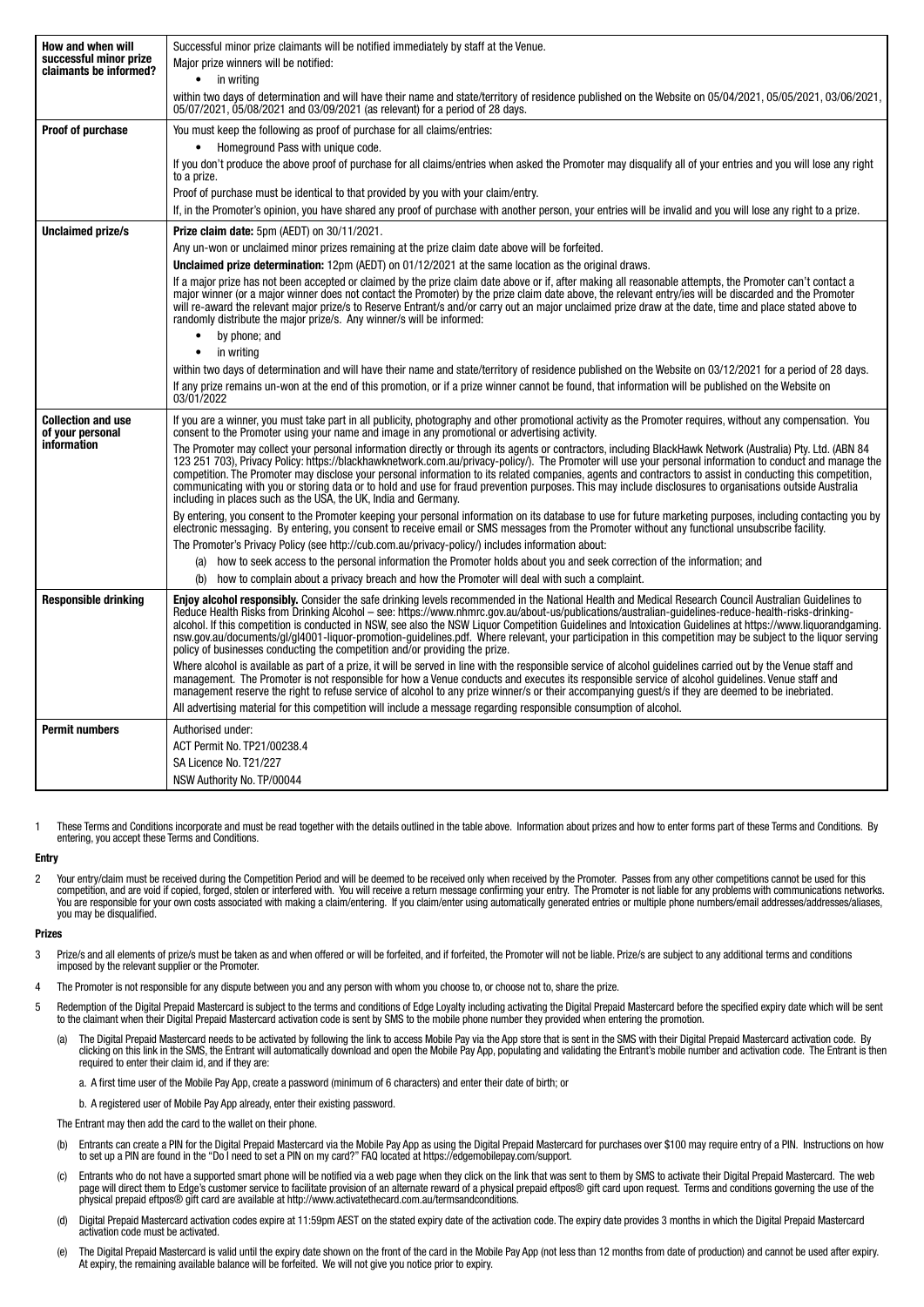| | |
|---|---|
| **How and when will successful minor prize claimants be informed?** | Successful minor prize claimants will be notified immediately by staff at the Venue.<br>Major prize winners will be notified:<br>• in writing<br>within two days of determination and will have their name and state/territory of residence published on the Website on 05/04/2021, 05/05/2021, 03/06/2021, 05/07/2021, 05/08/2021 and 03/09/2021 (as relevant) for a period of 28 days. |
| **Proof of purchase** | You must keep the following as proof of purchase for all claims/entries:<br>• Homeground Pass with unique code.<br>If you don't produce the above proof of purchase for all claims/entries when asked the Promoter may disqualify all of your entries and you will lose any right to a prize.<br>Proof of purchase must be identical to that provided by you with your claim/entry.<br>If, in the Promoter's opinion, you have shared any proof of purchase with another person, your entries will be invalid and you will lose any right to a prize. |
| **Unclaimed prize/s** | **Prize claim date:** 5pm (AEDT) on 30/11/2021.<br>Any un-won or unclaimed minor prizes remaining at the prize claim date above will be forfeited.<br>**Unclaimed prize determination:** 12pm (AEDT) on 01/12/2021 at the same location as the original draws.<br>If a major prize has not been accepted or claimed by the prize claim date above or if, after making all reasonable attempts, the Promoter can't contact a major winner (or a major winner does not contact the Promoter) by the prize claim date above, the relevant entry/ies will be discarded and the Promoter will re-award the relevant major prize/s to Reserve Entrant/s and/or carry out an major unclaimed prize draw at the date, time and place stated above to randomly distribute the major prize/s. Any winner/s will be informed:<br>• by phone; and<br>• in writing<br>within two days of determination and will have their name and state/territory of residence published on the Website on 03/12/2021 for a period of 28 days.<br>If any prize remains un-won at the end of this promotion, or if a prize winner cannot be found, that information will be published on the Website on 03/01/2022 |
| **Collection and use of your personal information** | If you are a winner, you must take part in all publicity, photography and other promotional activity as the Promoter requires, without any compensation. You consent to the Promoter using your name and image in any promotional or advertising activity.<br>The Promoter may collect your personal information directly or through its agents or contractors, including BlackHawk Network (Australia) Pty. Ltd. (ABN 84 123 251 703), Privacy Policy: https://blackhawknetwork.com.au/privacy-policy/). The Promoter will use your personal information to conduct and manage the competition. The Promoter may disclose your personal information to its related companies, agents and contractors to assist in conducting this competition, communicating with you or storing data or to hold and use for fraud prevention purposes. This may include disclosures to organisations outside Australia including in places such as the USA, the UK, India and Germany.<br>By entering, you consent to the Promoter keeping your personal information on its database to use for future marketing purposes, including contacting you by electronic messaging. By entering, you consent to receive email or SMS messages from the Promoter without any functional unsubscribe facility.<br>The Promoter's Privacy Policy (see http://cub.com.au/privacy-policy/) includes information about:<br>(a) how to seek access to the personal information the Promoter holds about you and seek correction of the information; and<br>(b) how to complain about a privacy breach and how the Promoter will deal with such a complaint. |
| **Responsible drinking** | **Enjoy alcohol responsibly.** Consider the safe drinking levels recommended in the National Health and Medical Research Council Australian Guidelines to Reduce Health Risks from Drinking Alcohol – see: https://www.nhmrc.gov.au/about-us/publications/australian-guidelines-reduce-health-risks-drinking-alcohol. If this competition is conducted in NSW, see also the NSW Liquor Competition Guidelines and Intoxication Guidelines at https://www.liquorandgaming.nsw.gov.au/documents/gl/gl4001-liquor-promotion-guidelines.pdf. Where relevant, your participation in this competition may be subject to the liquor serving policy of businesses conducting the competition and/or providing the prize.<br>Where alcohol is available as part of a prize, it will be served in line with the responsible service of alcohol guidelines carried out by the Venue staff and management. The Promoter is not responsible for how a Venue conducts and executes its responsible service of alcohol guidelines. Venue staff and management reserve the right to refuse service of alcohol to any prize winner/s or their accompanying guest/s if they are deemed to be inebriated.<br>All advertising material for this competition will include a message regarding responsible consumption of alcohol. |
| **Permit numbers** | Authorised under:<br>ACT Permit No. TP21/00238.4<br>SA Licence No. T21/227<br>NSW Authority No. TP/00044 |

1 These Terms and Conditions incorporate and must be read together with the details outlined in the table above. Information about prizes and how to enter forms part of these Terms and Conditions. By entering, you accept these Terms and Conditions.

**Entry**

2 Your entry/claim must be received during the Competition Period and will be deemed to be received only when received by the Promoter. Passes from any other competitions cannot be used for this competition, and are void if copied, forged, stolen or interfered with. You will receive a return message confirming your entry. The Promoter is not liable for any problems with communications networks. You are responsible for your own costs associated with making a claim/entering. If you claim/enter using automatically generated entries or multiple phone numbers/email addresses/addresses/aliases, you may be disqualified.

**Prizes**

3 Prize/s and all elements of prize/s must be taken as and when offered or will be forfeited, and if forfeited, the Promoter will not be liable. Prize/s are subject to any additional terms and conditions imposed by the relevant supplier or the Promoter.

4 The Promoter is not responsible for any dispute between you and any person with whom you choose to, or choose not to, share the prize.

5 Redemption of the Digital Prepaid Mastercard is subject to the terms and conditions of Edge Loyalty including activating the Digital Prepaid Mastercard before the specified expiry date which will be sent to the claimant when their Digital Prepaid Mastercard activation code is sent by SMS to the mobile phone number they provided when entering the promotion.

(a) The Digital Prepaid Mastercard needs to be activated by following the link to access Mobile Pay via the App store that is sent in the SMS with their Digital Prepaid Mastercard activation code. By clicking on this link in the SMS, the Entrant will automatically download and open the Mobile Pay App, populating and validating the Entrant's mobile number and activation code. The Entrant is then required to enter their claim id, and if they are:

a. A first time user of the Mobile Pay App, create a password (minimum of 6 characters) and enter their date of birth; or

b. A registered user of Mobile Pay App already, enter their existing password.

The Entrant may then add the card to the wallet on their phone.

(b) Entrants can create a PIN for the Digital Prepaid Mastercard via the Mobile Pay App as using the Digital Prepaid Mastercard for purchases over $100 may require entry of a PIN. Instructions on how to set up a PIN are found in the "Do I need to set a PIN on my card?" FAQ located at https://edgemobilepay.com/support.

(c) Entrants who do not have a supported smart phone will be notified via a web page when they click on the link that was sent to them by SMS to activate their Digital Prepaid Mastercard. The web page will direct them to Edge's customer service to facilitate provision of an alternate reward of a physical prepaid eftpos® gift card upon request. Terms and conditions governing the use of the physical prepaid eftpos® gift card are available at http://www.activatethecard.com.au/termsandconditions.

(d) Digital Prepaid Mastercard activation codes expire at 11:59pm AEST on the stated expiry date of the activation code. The expiry date provides 3 months in which the Digital Prepaid Mastercard activation code must be activated.

(e) The Digital Prepaid Mastercard is valid until the expiry date shown on the front of the card in the Mobile Pay App (not less than 12 months from date of production) and cannot be used after expiry. At expiry, the remaining available balance will be forfeited. We will not give you notice prior to expiry.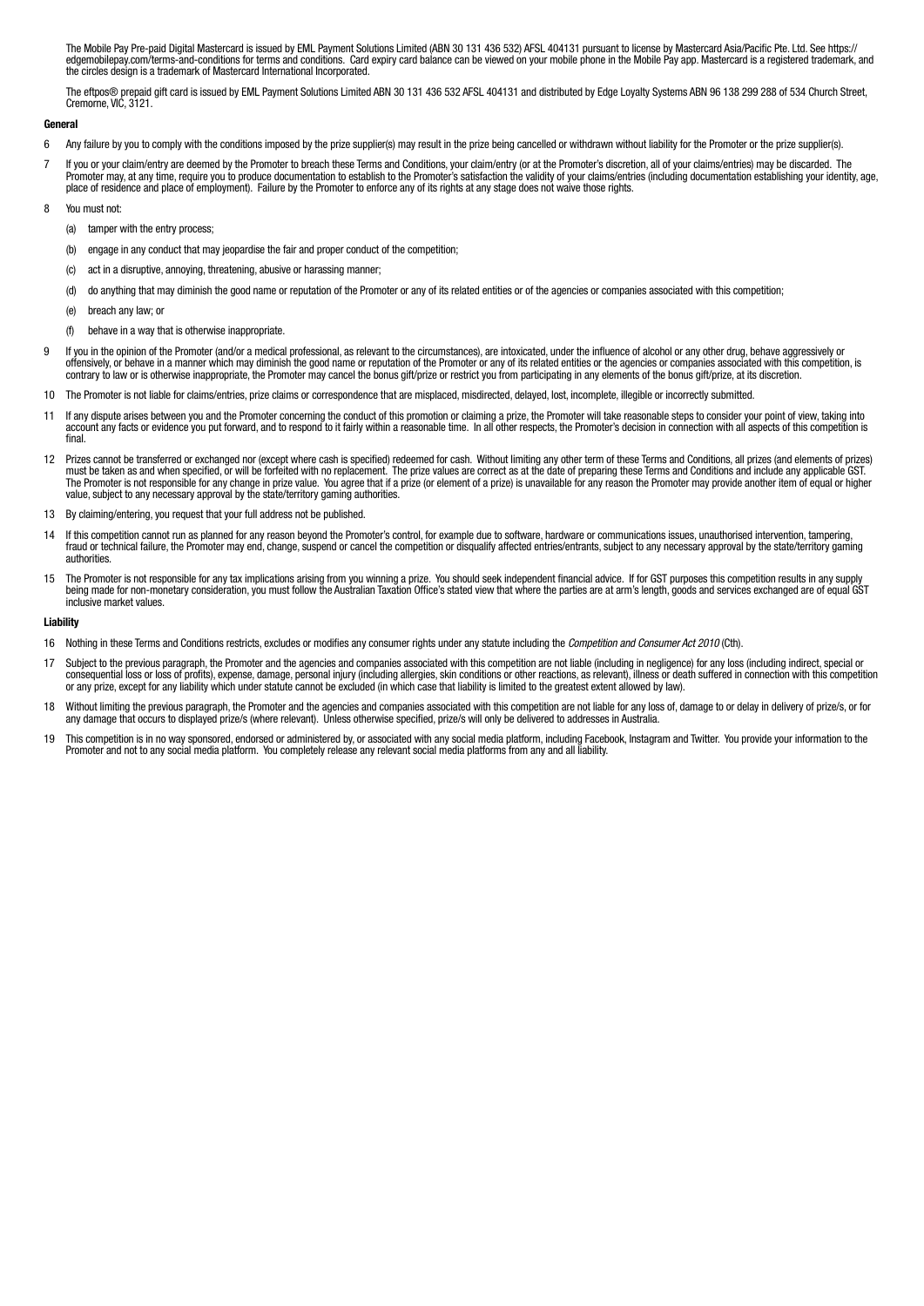The Mobile Pay Pre-paid Digital Mastercard is issued by EML Payment Solutions Limited (ABN 30 131 436 532) AFSL 404131 pursuant to license by Mastercard Asia/Pacific Pte. Ltd. See https://edgemobilepay.com/terms-and-conditions for terms and conditions. Card expiry card balance can be viewed on your mobile phone in the Mobile Pay app. Mastercard is a registered trademark, and the circles design is a trademark of Mastercard International Incorporated.

The eftpos® prepaid gift card is issued by EML Payment Solutions Limited ABN 30 131 436 532 AFSL 404131 and distributed by Edge Loyalty Systems ABN 96 138 299 288 of 534 Church Street, Cremorne, VIC, 3121.

**General**

6 Any failure by you to comply with the conditions imposed by the prize supplier(s) may result in the prize being cancelled or withdrawn without liability for the Promoter or the prize supplier(s).

7 If you or your claim/entry are deemed by the Promoter to breach these Terms and Conditions, your claim/entry (or at the Promoter's discretion, all of your claims/entries) may be discarded. The Promoter may, at any time, require you to produce documentation to establish to the Promoter's satisfaction the validity of your claims/entries (including documentation establishing your identity, age, place of residence and place of employment). Failure by the Promoter to enforce any of its rights at any stage does not waive those rights.

8 You must not:

(a) tamper with the entry process;

(b) engage in any conduct that may jeopardise the fair and proper conduct of the competition;

(c) act in a disruptive, annoying, threatening, abusive or harassing manner;

(d) do anything that may diminish the good name or reputation of the Promoter or any of its related entities or of the agencies or companies associated with this competition;

(e) breach any law; or

(f) behave in a way that is otherwise inappropriate.

9 If you in the opinion of the Promoter (and/or a medical professional, as relevant to the circumstances), are intoxicated, under the influence of alcohol or any other drug, behave aggressively or offensively, or behave in a manner which may diminish the good name or reputation of the Promoter or any of its related entities or the agencies or companies associated with this competition, is contrary to law or is otherwise inappropriate, the Promoter may cancel the bonus gift/prize or restrict you from participating in any elements of the bonus gift/prize, at its discretion.

10 The Promoter is not liable for claims/entries, prize claims or correspondence that are misplaced, misdirected, delayed, lost, incomplete, illegible or incorrectly submitted.

11 If any dispute arises between you and the Promoter concerning the conduct of this promotion or claiming a prize, the Promoter will take reasonable steps to consider your point of view, taking into account any facts or evidence you put forward, and to respond to it fairly within a reasonable time. In all other respects, the Promoter's decision in connection with all aspects of this competition is final.

12 Prizes cannot be transferred or exchanged nor (except where cash is specified) redeemed for cash. Without limiting any other term of these Terms and Conditions, all prizes (and elements of prizes) must be taken as and when specified, or will be forfeited with no replacement. The prize values are correct as at the date of preparing these Terms and Conditions and include any applicable GST. The Promoter is not responsible for any change in prize value. You agree that if a prize (or element of a prize) is unavailable for any reason the Promoter may provide another item of equal or higher value, subject to any necessary approval by the state/territory gaming authorities.

13 By claiming/entering, you request that your full address not be published.

14 If this competition cannot run as planned for any reason beyond the Promoter's control, for example due to software, hardware or communications issues, unauthorised intervention, tampering, fraud or technical failure, the Promoter may end, change, suspend or cancel the competition or disqualify affected entries/entrants, subject to any necessary approval by the state/territory gaming authorities.

15 The Promoter is not responsible for any tax implications arising from you winning a prize. You should seek independent financial advice. If for GST purposes this competition results in any supply being made for non-monetary consideration, you must follow the Australian Taxation Office's stated view that where the parties are at arm's length, goods and services exchanged are of equal GST inclusive market values.

**Liability**

16 Nothing in these Terms and Conditions restricts, excludes or modifies any consumer rights under any statute including the *Competition and Consumer Act 2010* (Cth).

17 Subject to the previous paragraph, the Promoter and the agencies and companies associated with this competition are not liable (including in negligence) for any loss (including indirect, special or consequential loss or loss of profits), expense, damage, personal injury (including allergies, skin conditions or other reactions, as relevant), illness or death suffered in connection with this competition or any prize, except for any liability which under statute cannot be excluded (in which case that liability is limited to the greatest extent allowed by law).

18 Without limiting the previous paragraph, the Promoter and the agencies and companies associated with this competition are not liable for any loss of, damage to or delay in delivery of prize/s, or for any damage that occurs to displayed prize/s (where relevant). Unless otherwise specified, prize/s will only be delivered to addresses in Australia.

19 This competition is in no way sponsored, endorsed or administered by, or associated with any social media platform, including Facebook, Instagram and Twitter. You provide your information to the Promoter and not to any social media platform. You completely release any relevant social media platforms from any and all liability.